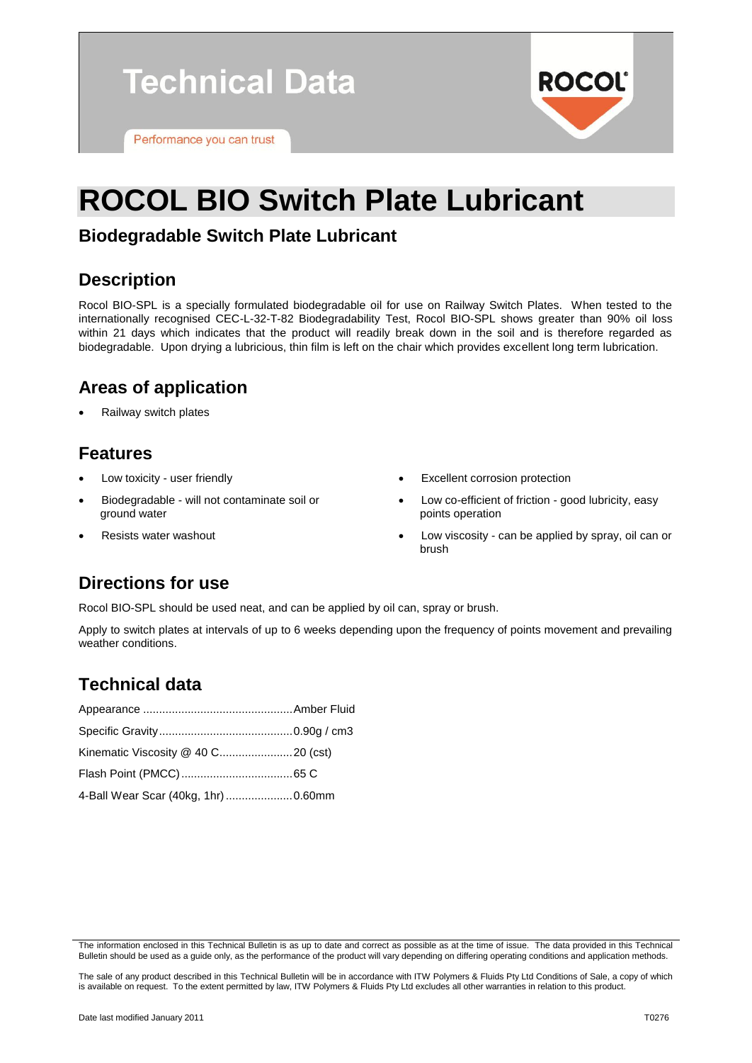Technical Data

Performance you can trust

# ROCOL BIO Switch Plate Lubricant

## Biodegradable Switch Plate Lubricant

## Description

Rocol BIO-SPL is a specially formulated biodegradable oil for use on Railway Switch Plates. When tested to the internationally recognised CEC-L-32-T-82 Biodegradability Test, Rocol BIO-SPL shows greater than 90% oil loss within 21 days which indicates that the product will readily break down in the soil and is therefore regarded as biodegradable. Upon drying a lubricious, thin film is left on the chair which provides excellent long term lubrication.

## Areas of application

- Railway switch plates

## Features

- Low toxicity - user friendly
- Biodegradable - will not contaminate soil or ground water
- Resists water washout
- Excellent corrosion protection
- Low co-efficient of friction - good lubricity, easy points operation
- Low viscosity - can be applied by spray, oil can or brush

## Directions for use

Rocol BIO-SPL should be used neat, and can be applied by oil can, spray or brush.

Apply to switch plates at intervals of up to 6 weeks depending upon the frequency of points movement and prevailing weather conditions.

## Technical data

Appearance ............................................... Amber Fluid

Specific Gravity.......................................... 0.90g / cm3

Kinematic Viscosity @ 40 C....................... 20 (cst)

Flash Point (PMCC)................................... 65 C

4-Ball Wear Scar (40kg, 1hr)..................... 0.60mm

The information enclosed in this Technical Bulletin is as up to date and correct as possible as at the time of issue. The data provided in this Technical Bulletin should be used as a guide only, as the performance of the product will vary depending on differing operating conditions and application methods.

The sale of any product described in this Technical Bulletin will be in accordance with ITW Polymers & Fluids Pty Ltd Conditions of Sale, a copy of which is available on request. To the extent permitted by law, ITW Polymers & Fluids Pty Ltd excludes all other warranties in relation to this product.

Date last modified January 2011

T0276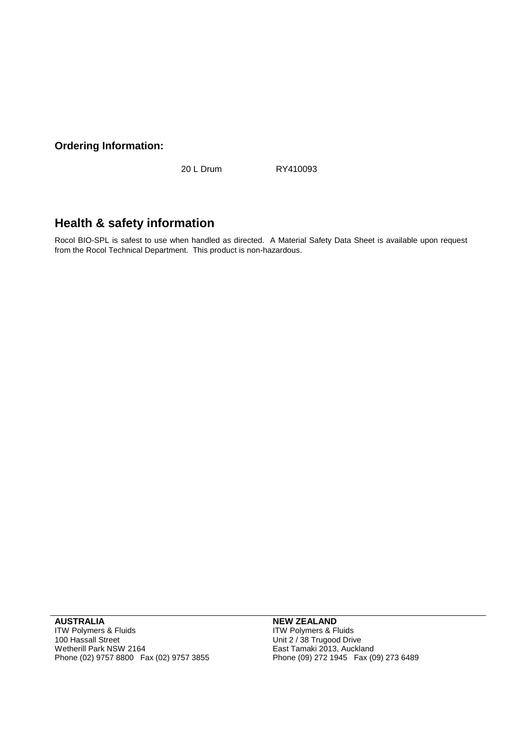**Ordering Information:**

| | |
|---|---|
| 20 L Drum | RY410093 |

## Health & safety information

Rocol BIO-SPL is safest to use when handled as directed. A Material Safety Data Sheet is available upon request from the Rocol Technical Department. This product is non-hazardous.

**AUSTRALIA**
ITW Polymers & Fluids
100 Hassall Street
Wetherill Park NSW 2164
Phone (02) 9757 8800 Fax (02) 9757 3855

**NEW ZEALAND**
ITW Polymers & Fluids
Unit 2 / 38 Trugood Drive
East Tamaki 2013, Auckland
Phone (09) 272 1945 Fax (09) 273 6489